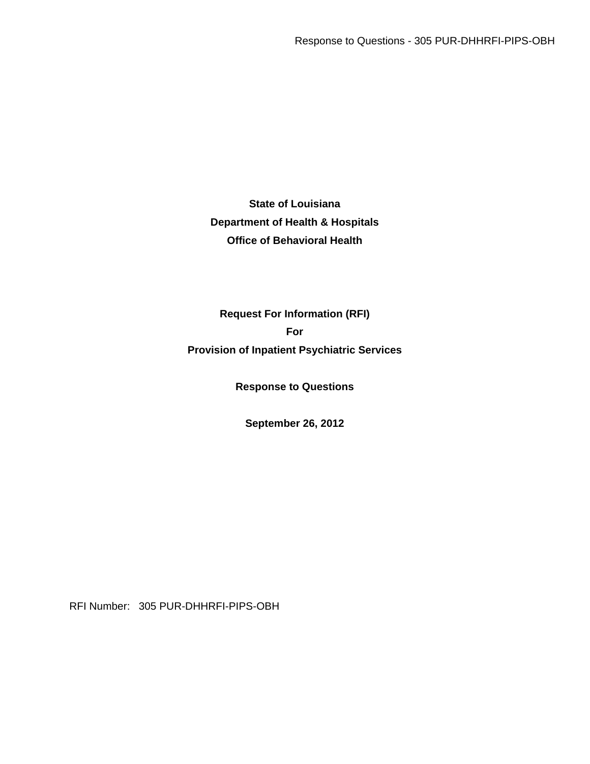**State of Louisiana**

**Department of Health & Hospitals**

**Office of Behavioral Health**

**Request For Information (RFI)**

**For**

**Provision of Inpatient Psychiatric Services**

**Response to Questions**

**September 26, 2012**

RFI Number: 305 PUR-DHHRFI-PIPS-OBH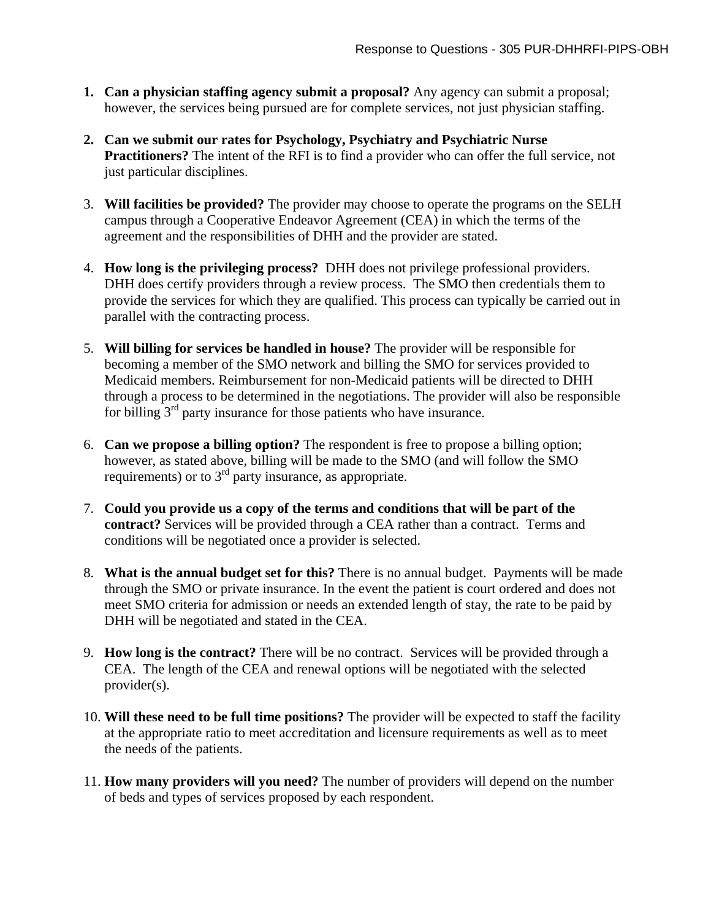1. **Can a physician staffing agency submit a proposal?** Any agency can submit a proposal; however, the services being pursued are for complete services, not just physician staffing.

2. **Can we submit our rates for Psychology, Psychiatry and Psychiatric Nurse Practitioners?** The intent of the RFI is to find a provider who can offer the full service, not just particular disciplines.

3. **Will facilities be provided?** The provider may choose to operate the programs on the SELH campus through a Cooperative Endeavor Agreement (CEA) in which the terms of the agreement and the responsibilities of DHH and the provider are stated.

4. **How long is the privileging process?** DHH does not privilege professional providers. DHH does certify providers through a review process. The SMO then credentials them to provide the services for which they are qualified. This process can typically be carried out in parallel with the contracting process.

5. **Will billing for services be handled in house?** The provider will be responsible for becoming a member of the SMO network and billing the SMO for services provided to Medicaid members. Reimbursement for non-Medicaid patients will be directed to DHH through a process to be determined in the negotiations. The provider will also be responsible for billing 3rd party insurance for those patients who have insurance.

6. **Can we propose a billing option?** The respondent is free to propose a billing option; however, as stated above, billing will be made to the SMO (and will follow the SMO requirements) or to 3rd party insurance, as appropriate.

7. **Could you provide us a copy of the terms and conditions that will be part of the contract?** Services will be provided through a CEA rather than a contract. Terms and conditions will be negotiated once a provider is selected.

8. **What is the annual budget set for this?** There is no annual budget. Payments will be made through the SMO or private insurance. In the event the patient is court ordered and does not meet SMO criteria for admission or needs an extended length of stay, the rate to be paid by DHH will be negotiated and stated in the CEA.

9. **How long is the contract?** There will be no contract. Services will be provided through a CEA. The length of the CEA and renewal options will be negotiated with the selected provider(s).

10. **Will these need to be full time positions?** The provider will be expected to staff the facility at the appropriate ratio to meet accreditation and licensure requirements as well as to meet the needs of the patients.

11. **How many providers will you need?** The number of providers will depend on the number of beds and types of services proposed by each respondent.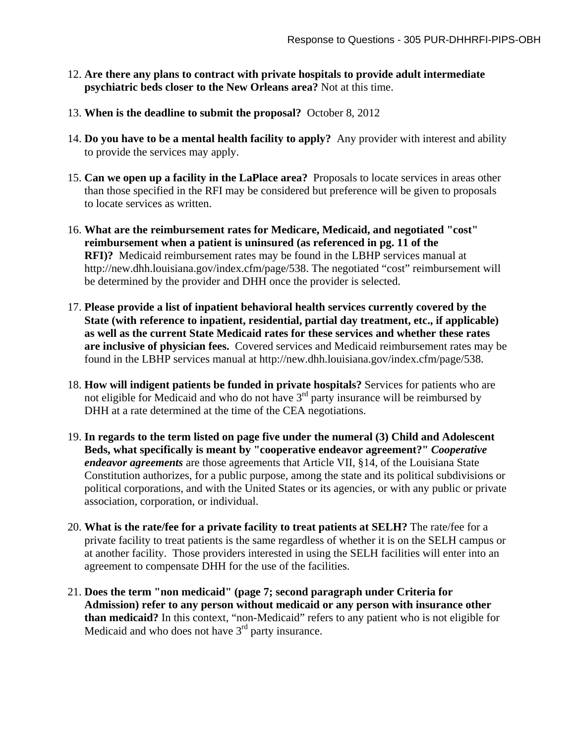12. **Are there any plans to contract with private hospitals to provide adult intermediate psychiatric beds closer to the New Orleans area?** Not at this time.

13. **When is the deadline to submit the proposal?** October 8, 2012

14. **Do you have to be a mental health facility to apply?** Any provider with interest and ability to provide the services may apply.

15. **Can we open up a facility in the LaPlace area?** Proposals to locate services in areas other than those specified in the RFI may be considered but preference will be given to proposals to locate services as written.

16. **What are the reimbursement rates for Medicare, Medicaid, and negotiated "cost" reimbursement when a patient is uninsured (as referenced in pg. 11 of the RFI)?** Medicaid reimbursement rates may be found in the LBHP services manual at http://new.dhh.louisiana.gov/index.cfm/page/538. The negotiated "cost" reimbursement will be determined by the provider and DHH once the provider is selected.

17. **Please provide a list of inpatient behavioral health services currently covered by the State (with reference to inpatient, residential, partial day treatment, etc., if applicable) as well as the current State Medicaid rates for these services and whether these rates are inclusive of physician fees.** Covered services and Medicaid reimbursement rates may be found in the LBHP services manual at http://new.dhh.louisiana.gov/index.cfm/page/538.

18. **How will indigent patients be funded in private hospitals?** Services for patients who are not eligible for Medicaid and who do not have 3rd party insurance will be reimbursed by DHH at a rate determined at the time of the CEA negotiations.

19. **In regards to the term listed on page five under the numeral (3) Child and Adolescent Beds, what specifically is meant by "cooperative endeavor agreement?"** ***Cooperative endeavor agreements*** are those agreements that Article VII, §14, of the Louisiana State Constitution authorizes, for a public purpose, among the state and its political subdivisions or political corporations, and with the United States or its agencies, or with any public or private association, corporation, or individual.

20. **What is the rate/fee for a private facility to treat patients at SELH?** The rate/fee for a private facility to treat patients is the same regardless of whether it is on the SELH campus or at another facility. Those providers interested in using the SELH facilities will enter into an agreement to compensate DHH for the use of the facilities.

21. **Does the term "non medicaid" (page 7; second paragraph under Criteria for Admission) refer to any person without medicaid or any person with insurance other than medicaid?** In this context, "non-Medicaid" refers to any patient who is not eligible for Medicaid and who does not have 3rd party insurance.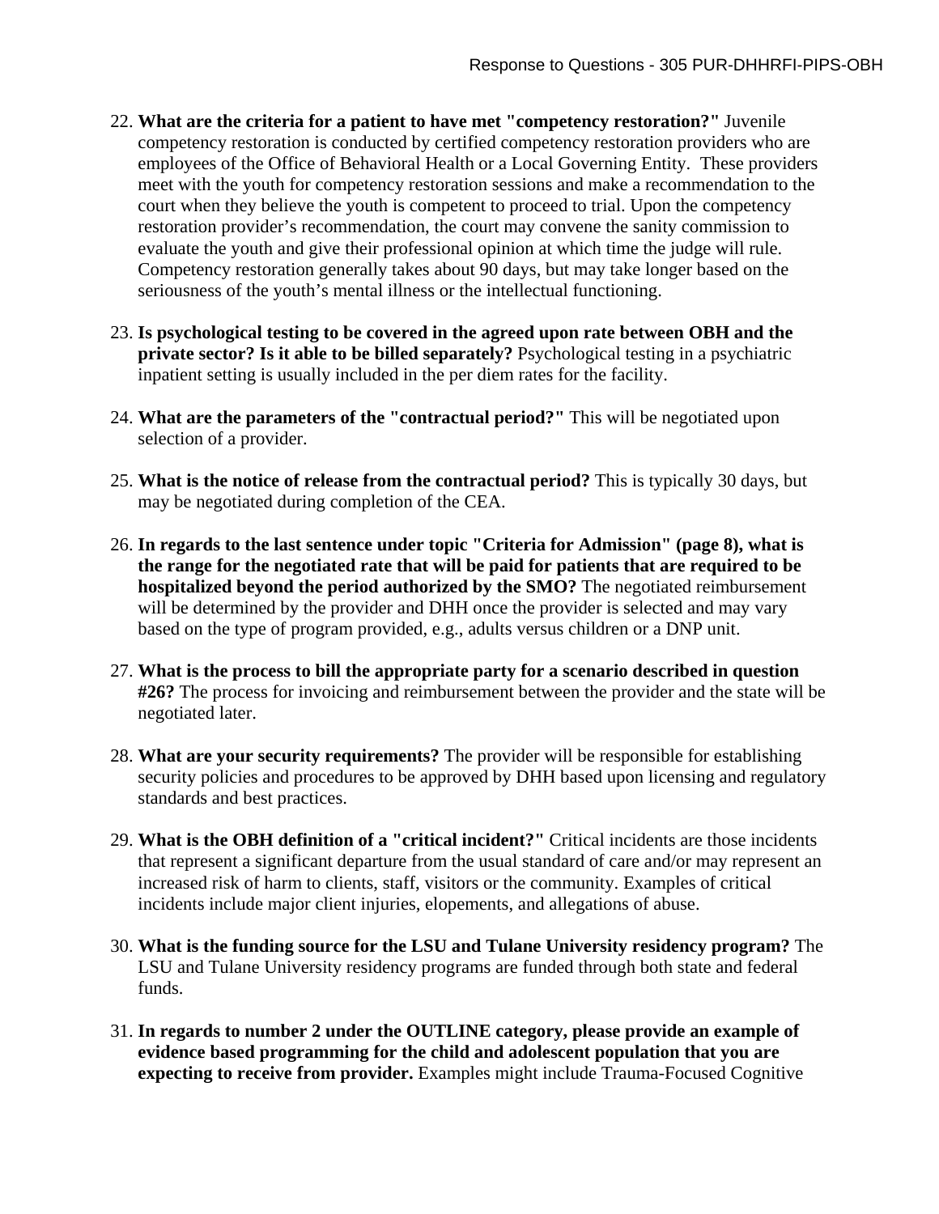22. **What are the criteria for a patient to have met "competency restoration?"** Juvenile competency restoration is conducted by certified competency restoration providers who are employees of the Office of Behavioral Health or a Local Governing Entity. These providers meet with the youth for competency restoration sessions and make a recommendation to the court when they believe the youth is competent to proceed to trial. Upon the competency restoration provider's recommendation, the court may convene the sanity commission to evaluate the youth and give their professional opinion at which time the judge will rule. Competency restoration generally takes about 90 days, but may take longer based on the seriousness of the youth's mental illness or the intellectual functioning.

23. **Is psychological testing to be covered in the agreed upon rate between OBH and the private sector? Is it able to be billed separately?** Psychological testing in a psychiatric inpatient setting is usually included in the per diem rates for the facility.

24. **What are the parameters of the "contractual period?"** This will be negotiated upon selection of a provider.

25. **What is the notice of release from the contractual period?** This is typically 30 days, but may be negotiated during completion of the CEA.

26. **In regards to the last sentence under topic "Criteria for Admission" (page 8), what is the range for the negotiated rate that will be paid for patients that are required to be hospitalized beyond the period authorized by the SMO?** The negotiated reimbursement will be determined by the provider and DHH once the provider is selected and may vary based on the type of program provided, e.g., adults versus children or a DNP unit.

27. **What is the process to bill the appropriate party for a scenario described in question #26?** The process for invoicing and reimbursement between the provider and the state will be negotiated later.

28. **What are your security requirements?** The provider will be responsible for establishing security policies and procedures to be approved by DHH based upon licensing and regulatory standards and best practices.

29. **What is the OBH definition of a "critical incident?"** Critical incidents are those incidents that represent a significant departure from the usual standard of care and/or may represent an increased risk of harm to clients, staff, visitors or the community. Examples of critical incidents include major client injuries, elopements, and allegations of abuse.

30. **What is the funding source for the LSU and Tulane University residency program?** The LSU and Tulane University residency programs are funded through both state and federal funds.

31. **In regards to number 2 under the OUTLINE category, please provide an example of evidence based programming for the child and adolescent population that you are expecting to receive from provider.** Examples might include Trauma-Focused Cognitive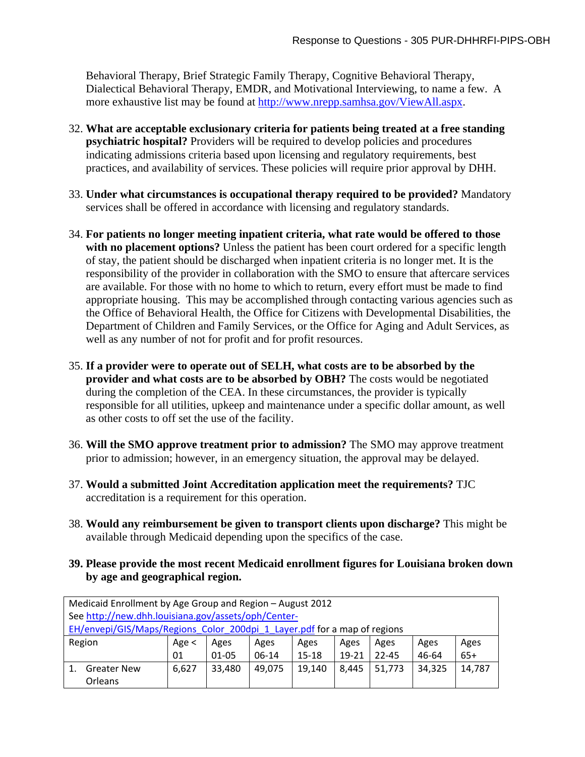Behavioral Therapy, Brief Strategic Family Therapy, Cognitive Behavioral Therapy, Dialectical Behavioral Therapy, EMDR, and Motivational Interviewing, to name a few. A more exhaustive list may be found at http://www.nrepp.samhsa.gov/ViewAll.aspx.

32. **What are acceptable exclusionary criteria for patients being treated at a free standing psychiatric hospital?** Providers will be required to develop policies and procedures indicating admissions criteria based upon licensing and regulatory requirements, best practices, and availability of services. These policies will require prior approval by DHH.

33. **Under what circumstances is occupational therapy required to be provided?** Mandatory services shall be offered in accordance with licensing and regulatory standards.

34. **For patients no longer meeting inpatient criteria, what rate would be offered to those with no placement options?** Unless the patient has been court ordered for a specific length of stay, the patient should be discharged when inpatient criteria is no longer met. It is the responsibility of the provider in collaboration with the SMO to ensure that aftercare services are available. For those with no home to which to return, every effort must be made to find appropriate housing. This may be accomplished through contacting various agencies such as the Office of Behavioral Health, the Office for Citizens with Developmental Disabilities, the Department of Children and Family Services, or the Office for Aging and Adult Services, as well as any number of not for profit and for profit resources.

35. **If a provider were to operate out of SELH, what costs are to be absorbed by the provider and what costs are to be absorbed by OBH?** The costs would be negotiated during the completion of the CEA. In these circumstances, the provider is typically responsible for all utilities, upkeep and maintenance under a specific dollar amount, as well as other costs to off set the use of the facility.

36. **Will the SMO approve treatment prior to admission?** The SMO may approve treatment prior to admission; however, in an emergency situation, the approval may be delayed.

37. **Would a submitted Joint Accreditation application meet the requirements?** TJC accreditation is a requirement for this operation.

38. **Would any reimbursement be given to transport clients upon discharge?** This might be available through Medicaid depending upon the specifics of the case.

39. **Please provide the most recent Medicaid enrollment figures for Louisiana broken down by age and geographical region.**

| Medicaid Enrollment by Age Group and Region – August 2012<br>See http://new.dhh.louisiana.gov/assets/oph/Center-EH/envepi/GIS/Maps/Regions_Color_200dpi_1_Layer.pdf for a map of regions | | | | | | | | |
|---|---|---|---|---|---|---|---|---|
| Region | Age < 01 | Ages 01-05 | Ages 06-14 | Ages 15-18 | Ages 19-21 | Ages 22-45 | Ages 46-64 | Ages 65+ |
| 1. Greater New Orleans | 6,627 | 33,480 | 49,075 | 19,140 | 8,445 | 51,773 | 34,325 | 14,787 |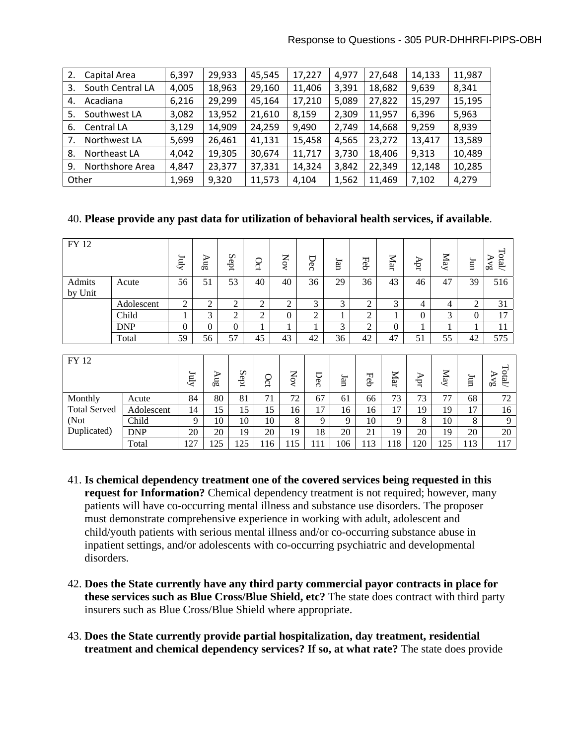| 2. Capital Area | 6,397 | 29,933 | 45,545 | 17,227 | 4,977 | 27,648 | 14,133 | 11,987 |
|---|---|---|---|---|---|---|---|---|
| 3. South Central LA | 4,005 | 18,963 | 29,160 | 11,406 | 3,391 | 18,682 | 9,639 | 8,341 |
| 4. Acadiana | 6,216 | 29,299 | 45,164 | 17,210 | 5,089 | 27,822 | 15,297 | 15,195 |
| 5. Southwest LA | 3,082 | 13,952 | 21,610 | 8,159 | 2,309 | 11,957 | 6,396 | 5,963 |
| 6. Central LA | 3,129 | 14,909 | 24,259 | 9,490 | 2,749 | 14,668 | 9,259 | 8,939 |
| 7. Northwest LA | 5,699 | 26,461 | 41,131 | 15,458 | 4,565 | 23,272 | 13,417 | 13,589 |
| 8. Northeast LA | 4,042 | 19,305 | 30,674 | 11,717 | 3,730 | 18,406 | 9,313 | 10,489 |
| 9. Northshore Area | 4,847 | 23,377 | 37,331 | 14,324 | 3,842 | 22,349 | 12,148 | 10,285 |
| Other | 1,969 | 9,320 | 11,573 | 4,104 | 1,562 | 11,469 | 7,102 | 4,279 |

40. **Please provide any past data for utilization of behavioral health services, if available**.

| FY 12 | | July | Aug | Sept | Oct | Nov | Dec | Jan | Feb | Mar | Apr | May | Jun | Total/ Avg |
|---|---|---|---|---|---|---|---|---|---|---|---|---|---|---|
| Admits by Unit | Acute | 56 | 51 | 53 | 40 | 40 | 36 | 29 | 36 | 43 | 46 | 47 | 39 | 516 |
| | Adolescent | 2 | 2 | 2 | 2 | 2 | 3 | 3 | 2 | 3 | 4 | 4 | 2 | 31 |
| | Child | 1 | 3 | 2 | 2 | 0 | 2 | 1 | 2 | 1 | 0 | 3 | 0 | 17 |
| | DNP | 0 | 0 | 0 | 1 | 1 | 1 | 3 | 2 | 0 | 1 | 1 | 1 | 11 |
| | Total | 59 | 56 | 57 | 45 | 43 | 42 | 36 | 42 | 47 | 51 | 55 | 42 | 575 |

| FY 12 | | July | Aug | Sept | Oct | Nov | Dec | Jan | Feb | Mar | Apr | May | Jun | Total/ Avg |
|---|---|---|---|---|---|---|---|---|---|---|---|---|---|---|
| Monthly Total Served (Not Duplicated) | Acute | 84 | 80 | 81 | 71 | 72 | 67 | 61 | 66 | 73 | 73 | 77 | 68 | 72 |
| | Adolescent | 14 | 15 | 15 | 15 | 16 | 17 | 16 | 16 | 17 | 19 | 19 | 17 | 16 |
| | Child | 9 | 10 | 10 | 10 | 8 | 9 | 9 | 10 | 9 | 8 | 10 | 8 | 9 |
| | DNP | 20 | 20 | 19 | 20 | 19 | 18 | 20 | 21 | 19 | 20 | 19 | 20 | 20 |
| | Total | 127 | 125 | 125 | 116 | 115 | 111 | 106 | 113 | 118 | 120 | 125 | 113 | 117 |

41. **Is chemical dependency treatment one of the covered services being requested in this request for Information?** Chemical dependency treatment is not required; however, many patients will have co-occurring mental illness and substance use disorders. The proposer must demonstrate comprehensive experience in working with adult, adolescent and child/youth patients with serious mental illness and/or co-occurring substance abuse in inpatient settings, and/or adolescents with co-occurring psychiatric and developmental disorders.

42. **Does the State currently have any third party commercial payor contracts in place for these services such as Blue Cross/Blue Shield, etc?** The state does contract with third party insurers such as Blue Cross/Blue Shield where appropriate.

43. **Does the State currently provide partial hospitalization, day treatment, residential treatment and chemical dependency services? If so, at what rate?** The state does provide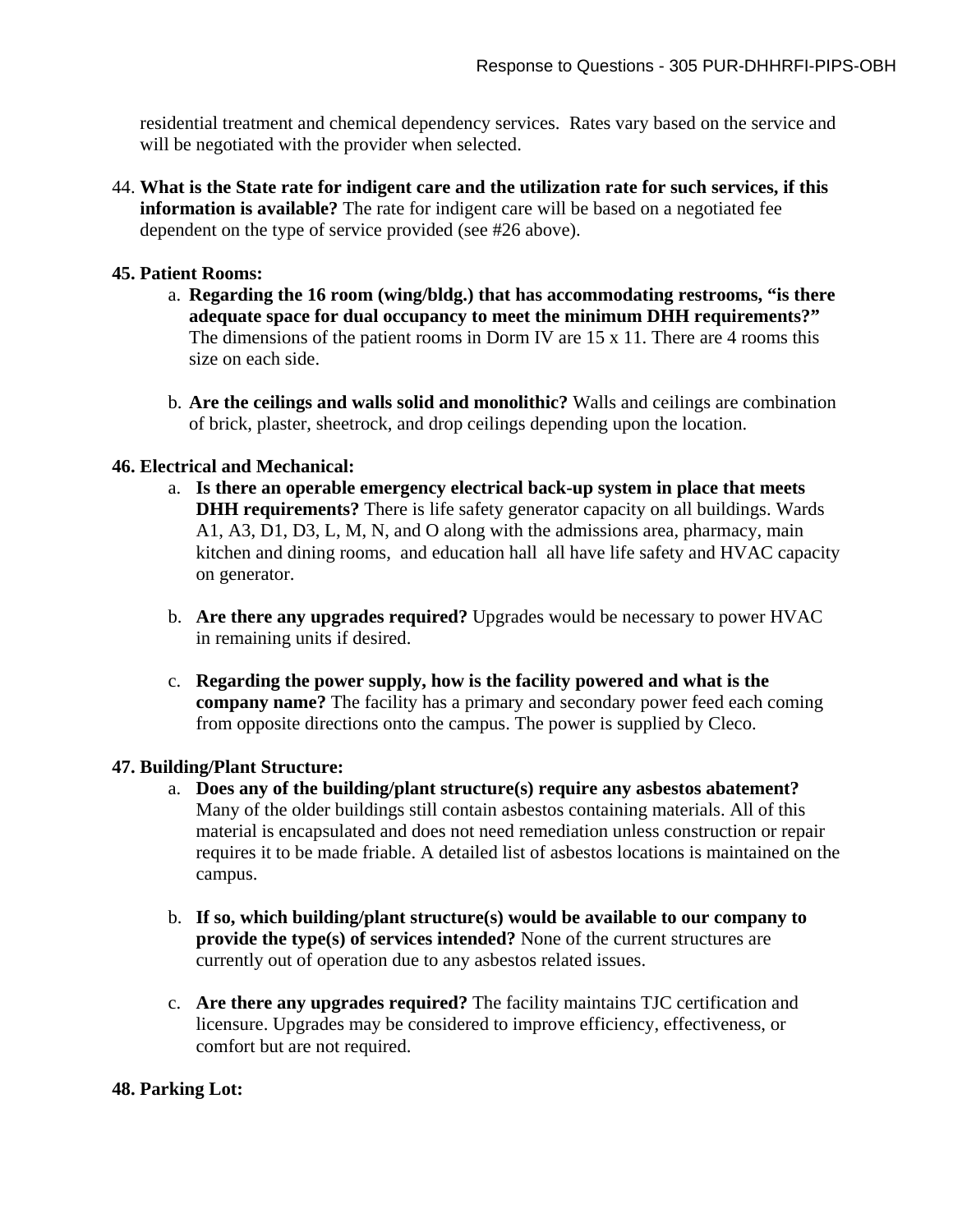residential treatment and chemical dependency services. Rates vary based on the service and will be negotiated with the provider when selected.

44. **What is the State rate for indigent care and the utilization rate for such services, if this information is available?** The rate for indigent care will be based on a negotiated fee dependent on the type of service provided (see #26 above).

**45. Patient Rooms:**

a. **Regarding the 16 room (wing/bldg.) that has accommodating restrooms, "is there adequate space for dual occupancy to meet the minimum DHH requirements?"** The dimensions of the patient rooms in Dorm IV are 15 x 11. There are 4 rooms this size on each side.

b. **Are the ceilings and walls solid and monolithic?** Walls and ceilings are combination of brick, plaster, sheetrock, and drop ceilings depending upon the location.

**46. Electrical and Mechanical:**

a. **Is there an operable emergency electrical back-up system in place that meets DHH requirements?** There is life safety generator capacity on all buildings. Wards A1, A3, D1, D3, L, M, N, and O along with the admissions area, pharmacy, main kitchen and dining rooms, and education hall all have life safety and HVAC capacity on generator.

b. **Are there any upgrades required?** Upgrades would be necessary to power HVAC in remaining units if desired.

c. **Regarding the power supply, how is the facility powered and what is the company name?** The facility has a primary and secondary power feed each coming from opposite directions onto the campus. The power is supplied by Cleco.

**47. Building/Plant Structure:**

a. **Does any of the building/plant structure(s) require any asbestos abatement?** Many of the older buildings still contain asbestos containing materials. All of this material is encapsulated and does not need remediation unless construction or repair requires it to be made friable. A detailed list of asbestos locations is maintained on the campus.

b. **If so, which building/plant structure(s) would be available to our company to provide the type(s) of services intended?** None of the current structures are currently out of operation due to any asbestos related issues.

c. **Are there any upgrades required?** The facility maintains TJC certification and licensure. Upgrades may be considered to improve efficiency, effectiveness, or comfort but are not required.

**48. Parking Lot:**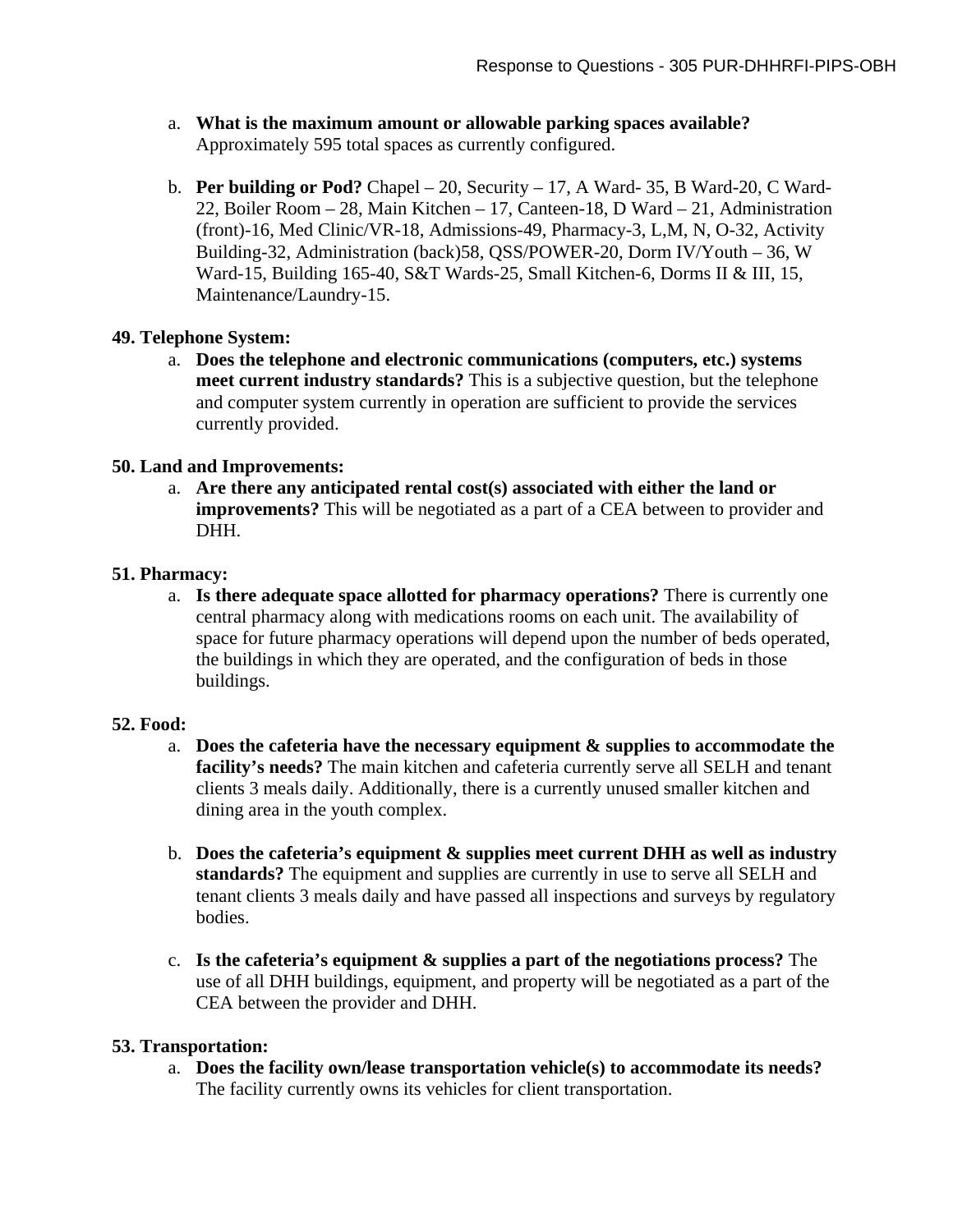a. **What is the maximum amount or allowable parking spaces available?** Approximately 595 total spaces as currently configured.

b. **Per building or Pod?** Chapel – 20, Security – 17, A Ward- 35, B Ward-20, C Ward-22, Boiler Room – 28, Main Kitchen – 17, Canteen-18, D Ward – 21, Administration (front)-16, Med Clinic/VR-18, Admissions-49, Pharmacy-3, L,M, N, O-32, Activity Building-32, Administration (back)58, QSS/POWER-20, Dorm IV/Youth – 36, W Ward-15, Building 165-40, S&T Wards-25, Small Kitchen-6, Dorms II & III, 15, Maintenance/Laundry-15.

**49. Telephone System:**

a. **Does the telephone and electronic communications (computers, etc.) systems meet current industry standards?** This is a subjective question, but the telephone and computer system currently in operation are sufficient to provide the services currently provided.

**50. Land and Improvements:**

a. **Are there any anticipated rental cost(s) associated with either the land or improvements?** This will be negotiated as a part of a CEA between to provider and DHH.

**51. Pharmacy:**

a. **Is there adequate space allotted for pharmacy operations?** There is currently one central pharmacy along with medications rooms on each unit. The availability of space for future pharmacy operations will depend upon the number of beds operated, the buildings in which they are operated, and the configuration of beds in those buildings.

**52. Food:**

a. **Does the cafeteria have the necessary equipment & supplies to accommodate the facility's needs?** The main kitchen and cafeteria currently serve all SELH and tenant clients 3 meals daily. Additionally, there is a currently unused smaller kitchen and dining area in the youth complex.

b. **Does the cafeteria's equipment & supplies meet current DHH as well as industry standards?** The equipment and supplies are currently in use to serve all SELH and tenant clients 3 meals daily and have passed all inspections and surveys by regulatory bodies.

c. **Is the cafeteria's equipment & supplies a part of the negotiations process?** The use of all DHH buildings, equipment, and property will be negotiated as a part of the CEA between the provider and DHH.

**53. Transportation:**

a. **Does the facility own/lease transportation vehicle(s) to accommodate its needs?** The facility currently owns its vehicles for client transportation.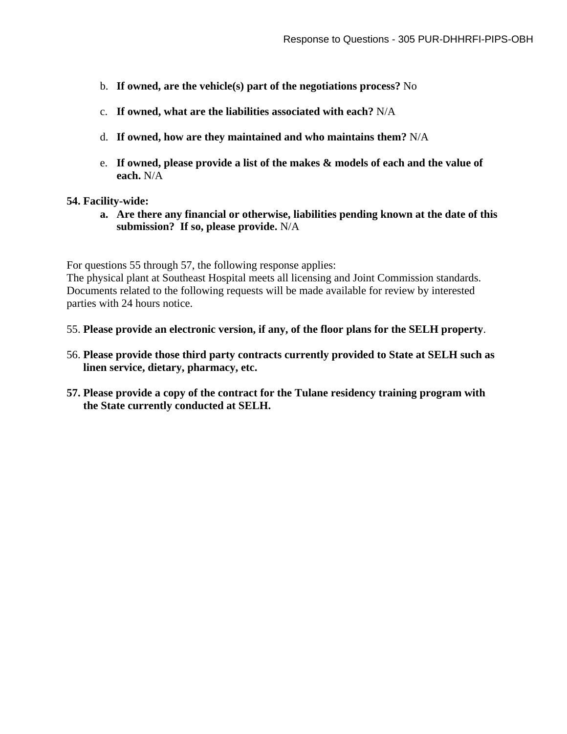b. **If owned, are the vehicle(s) part of the negotiations process?** No

c. **If owned, what are the liabilities associated with each?** N/A

d. **If owned, how are they maintained and who maintains them?** N/A

e. **If owned, please provide a list of the makes & models of each and the value of each.** N/A

**54. Facility-wide:**

**a. Are there any financial or otherwise, liabilities pending known at the date of this submission? If so, please provide.** N/A

For questions 55 through 57, the following response applies:
The physical plant at Southeast Hospital meets all licensing and Joint Commission standards. Documents related to the following requests will be made available for review by interested parties with 24 hours notice.

55. **Please provide an electronic version, if any, of the floor plans for the SELH property**.

56. **Please provide those third party contracts currently provided to State at SELH such as linen service, dietary, pharmacy, etc.**

**57. Please provide a copy of the contract for the Tulane residency training program with the State currently conducted at SELH.**